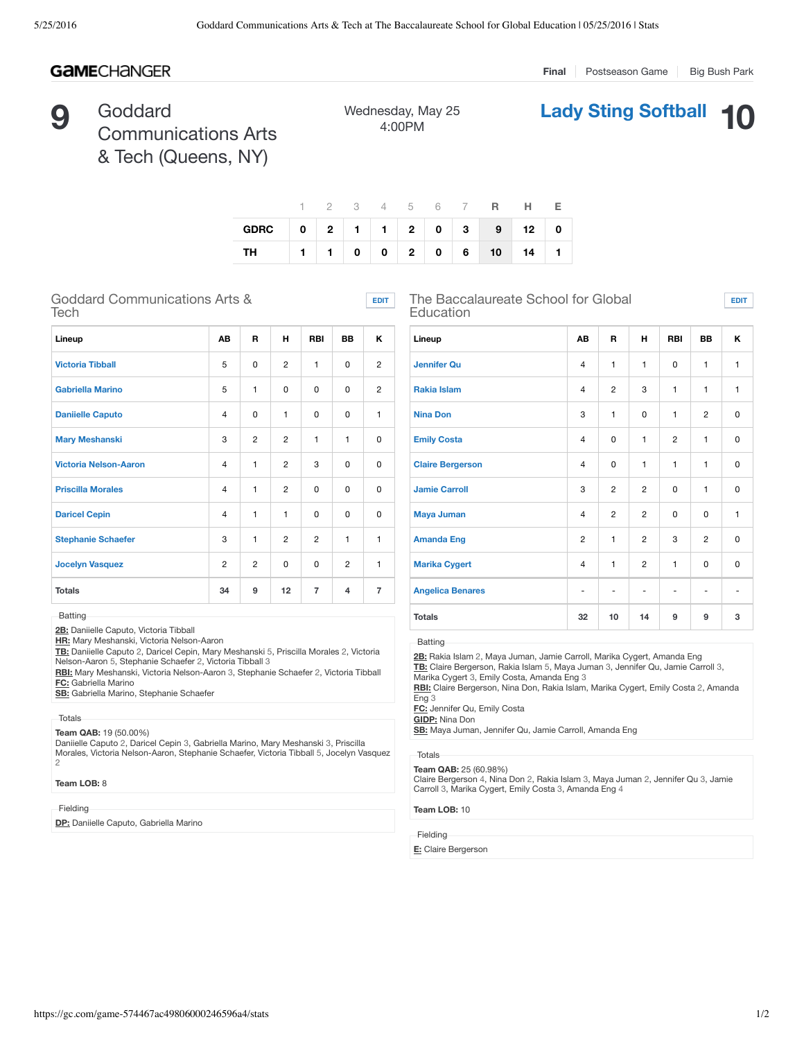GAMECHANGER

**Final** | Postseason Game | Big Bush Park

# 9 Goddard Communications Arts & Tech (Queens, NY)

Wednesday, May 25
4:00PM

# Lady Sting Softball 10

| | 1 | 2 | 3 | 4 | 5 | 6 | 7 | R | H | E |
|---|---|---|---|---|---|---|---|---|---|---|
| GDRC | 0 | 2 | 1 | 1 | 2 | 0 | 3 | 9 | 12 | 0 |
| TH | 1 | 1 | 0 | 0 | 2 | 0 | 6 | 10 | 14 | 1 |

## Goddard Communications Arts & Tech

EDIT

| Lineup | AB | R | H | RBI | BB | K |
|---|---|---|---|---|---|---|
| Victoria Tibball | 5 | 0 | 2 | 1 | 0 | 2 |
| Gabriella Marino | 5 | 1 | 0 | 0 | 0 | 2 |
| Daniielle Caputo | 4 | 0 | 1 | 0 | 0 | 1 |
| Mary Meshanski | 3 | 2 | 2 | 1 | 1 | 0 |
| Victoria Nelson-Aaron | 4 | 1 | 2 | 3 | 0 | 0 |
| Priscilla Morales | 4 | 1 | 2 | 0 | 0 | 0 |
| Daricel Cepin | 4 | 1 | 1 | 0 | 0 | 0 |
| Stephanie Schaefer | 3 | 1 | 2 | 2 | 1 | 1 |
| Jocelyn Vasquez | 2 | 2 | 0 | 0 | 2 | 1 |
| Totals | 34 | 9 | 12 | 7 | 4 | 7 |

Batting

**2B:** Daniielle Caputo, Victoria Tibball
**HR:** Mary Meshanski, Victoria Nelson-Aaron
**TB:** Daniielle Caputo 2, Daricel Cepin, Mary Meshanski 5, Priscilla Morales 2, Victoria Nelson-Aaron 5, Stephanie Schaefer 2, Victoria Tibball 3
**RBI:** Mary Meshanski, Victoria Nelson-Aaron 3, Stephanie Schaefer 2, Victoria Tibball
**FC:** Gabriella Marino
**SB:** Gabriella Marino, Stephanie Schaefer

Totals

**Team QAB:** 19 (50.00%)
Daniielle Caputo 2, Daricel Cepin 3, Gabriella Marino, Mary Meshanski 3, Priscilla Morales, Victoria Nelson-Aaron, Stephanie Schaefer, Victoria Tibball 5, Jocelyn Vasquez 2

**Team LOB:** 8

Fielding

**DP:** Daniielle Caputo, Gabriella Marino

## The Baccalaureate School for Global Education

EDIT

| Lineup | AB | R | H | RBI | BB | K |
|---|---|---|---|---|---|---|
| Jennifer Qu | 4 | 1 | 1 | 0 | 1 | 1 |
| Rakia Islam | 4 | 2 | 3 | 1 | 1 | 1 |
| Nina Don | 3 | 1 | 0 | 1 | 2 | 0 |
| Emily Costa | 4 | 0 | 1 | 2 | 1 | 0 |
| Claire Bergerson | 4 | 0 | 1 | 1 | 1 | 0 |
| Jamie Carroll | 3 | 2 | 2 | 0 | 1 | 0 |
| Maya Juman | 4 | 2 | 2 | 0 | 0 | 1 |
| Amanda Eng | 2 | 1 | 2 | 3 | 2 | 0 |
| Marika Cygert | 4 | 1 | 2 | 1 | 0 | 0 |
| Angelica Benares | - | - | - | - | - | - |
| Totals | 32 | 10 | 14 | 9 | 9 | 3 |

Batting

**2B:** Rakia Islam 2, Maya Juman, Jamie Carroll, Marika Cygert, Amanda Eng
**TB:** Claire Bergerson, Rakia Islam 5, Maya Juman 3, Jennifer Qu, Jamie Carroll 3, Marika Cygert 3, Emily Costa, Amanda Eng 3
**RBI:** Claire Bergerson, Nina Don, Rakia Islam, Marika Cygert, Emily Costa 2, Amanda Eng 3
**FC:** Jennifer Qu, Emily Costa
**GIDP:** Nina Don
**SB:** Maya Juman, Jennifer Qu, Jamie Carroll, Amanda Eng

Totals

**Team QAB:** 25 (60.98%)
Claire Bergerson 4, Nina Don 2, Rakia Islam 3, Maya Juman 2, Jennifer Qu 3, Jamie Carroll 3, Marika Cygert, Emily Costa 3, Amanda Eng 4

**Team LOB:** 10

Fielding

**E:** Claire Bergerson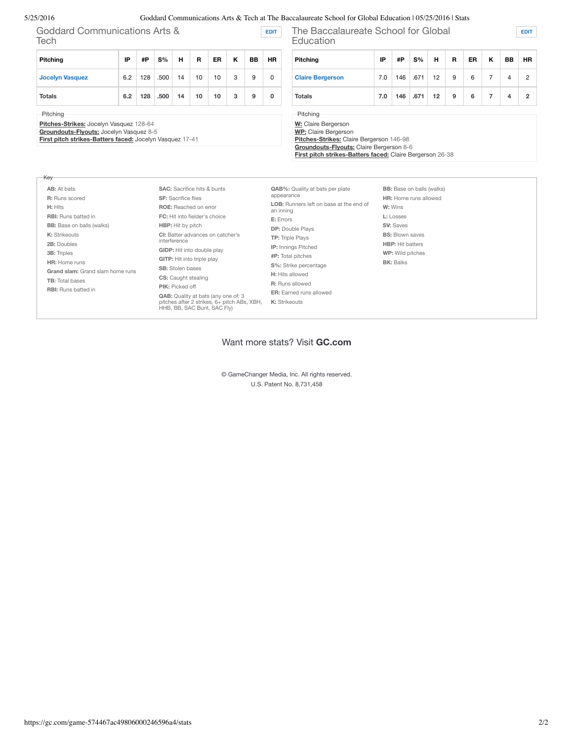## Goddard Communications Arts & Tech

EDIT

| Pitching | IP | #P | S% | H | R | ER | K | BB | HR |
|---|---|---|---|---|---|---|---|---|---|
| Jocelyn Vasquez | 6.2 | 128 | .500 | 14 | 10 | 10 | 3 | 9 | 0 |
| **Totals** | **6.2** | **128** | **.500** | **14** | **10** | **10** | **3** | **9** | **0** |

Pitching

**Pitches-Strikes:** Jocelyn Vasquez 128-64
**Groundouts-Flyouts:** Jocelyn Vasquez 8-5
**First pitch strikes-Batters faced:** Jocelyn Vasquez 17-41

## The Baccalaureate School for Global Education

EDIT

| Pitching | IP | #P | S% | H | R | ER | K | BB | HR |
|---|---|---|---|---|---|---|---|---|---|
| Claire Bergerson | 7.0 | 146 | .671 | 12 | 9 | 6 | 7 | 4 | 2 |
| **Totals** | **7.0** | **146** | **.671** | **12** | **9** | **6** | **7** | **4** | **2** |

Pitching

**W:** Claire Bergerson
**WP:** Claire Bergerson
**Pitches-Strikes:** Claire Bergerson 146-98
**Groundouts-Flyouts:** Claire Bergerson 8-6
**First pitch strikes-Batters faced:** Claire Bergerson 26-38

### Key

- **AB:** At bats
- **R:** Runs scored
- **H:** Hits
- **RBI:** Runs batted in
- **BB:** Base on balls (walks)
- **K:** Strikeouts
- **2B:** Doubles
- **3B:** Triples
- **HR:** Home runs
- **Grand slam:** Grand slam home runs
- **TB:** Total bases
- **RBI:** Runs batted in
- **SAC:** Sacrifice hits & bunts
- **SF:** Sacrifice flies
- **ROE:** Reached on error
- **FC:** Hit into fielder's choice
- **HBP:** Hit by pitch
- **CI:** Batter advances on catcher's interference
- **GIDP:** Hit into double play
- **GITP:** Hit into triple play
- **SB:** Stolen bases
- **CS:** Caught stealing
- **PIK:** Picked off
- **QAB:** Quality at bats (any one of: 3 pitches after 2 strikes, 6+ pitch ABs, XBH, HHB, BB, SAC Bunt, SAC Fly)
- **QAB%:** Quality at bats per plate appearance
- **LOB:** Runners left on base at the end of an inning
- **E:** Errors
- **DP:** Double Plays
- **TP:** Triple Plays
- **IP:** Innings Pitched
- **#P:** Total pitches
- **S%:** Strike percentage
- **H:** Hits allowed
- **R:** Runs allowed
- **ER:** Earned runs allowed
- **K:** Strikeouts
- **BB:** Base on balls (walks)
- **HR:** Home runs allowed
- **W:** Wins
- **L:** Losses
- **SV:** Saves
- **BS:** Blown saves
- **HBP:** Hit batters
- **WP:** Wild pitches
- **BK:** Balks

Want more stats? Visit **GC.com**

© GameChanger Media, Inc. All rights reserved.
U.S. Patent No. 8,731,458